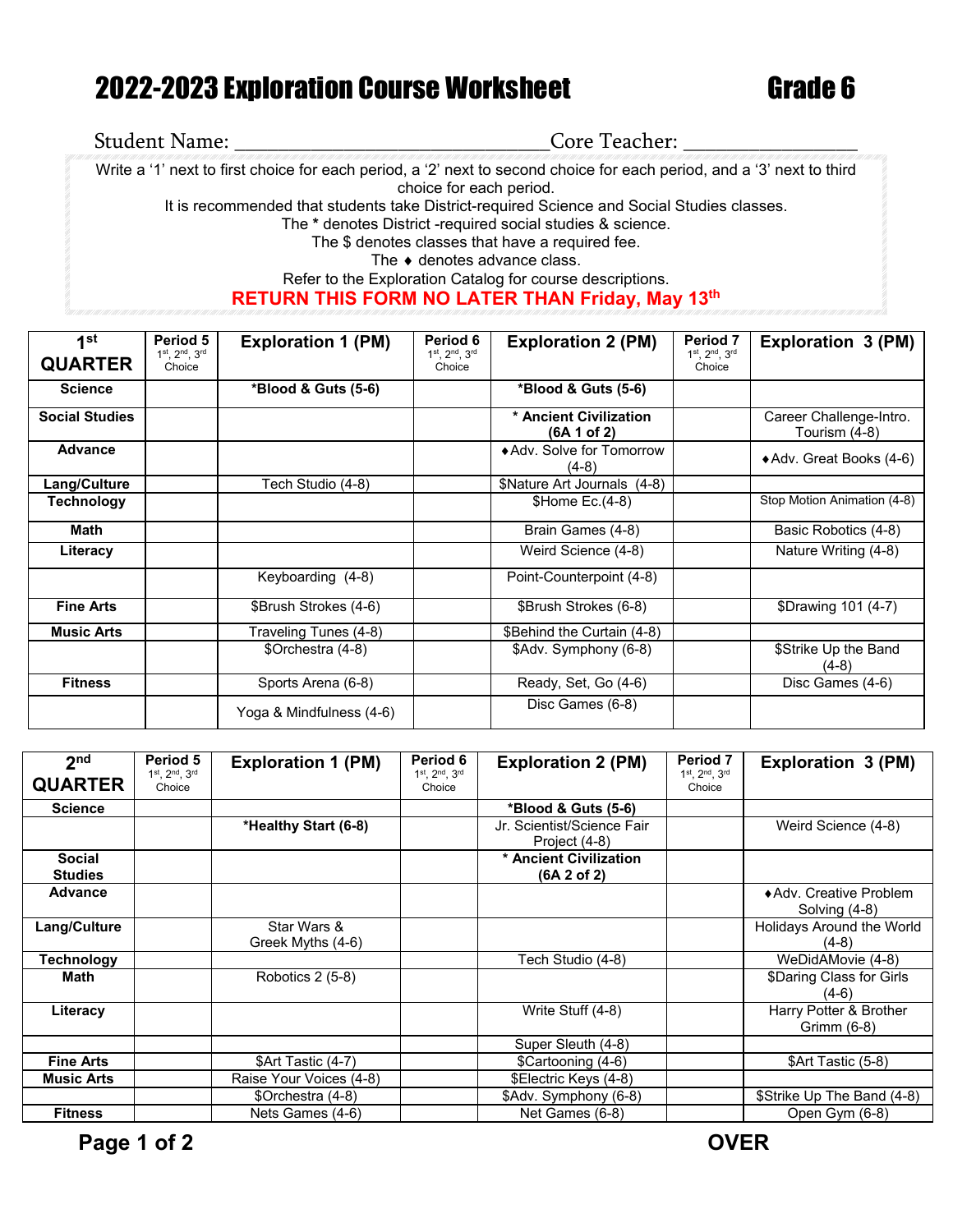# 2022-2023 Exploration Course Worksheet — Grade 6

Student Name: ______________________________ Core Teacher: ________________

Write a '1' next to first choice for each period, a '2' next to second choice for each period, and a '3' next to third choice for each period.
It is recommended that students take District-required Science and Social Studies classes.
The * denotes District -required social studies & science.
The $ denotes classes that have a required fee.
The ♦ denotes advance class.
Refer to the Exploration Catalog for course descriptions.

**RETURN THIS FORM NO LATER THAN Friday, May 13th**

| 1st QUARTER | Period 5 1st, 2nd, 3rd Choice | Exploration 1 (PM) | Period 6 1st, 2nd, 3rd Choice | Exploration 2 (PM) | Period 7 1st, 2nd, 3rd Choice | Exploration 3 (PM) |
|---|---|---|---|---|---|---|
| **Science** | | ***Blood & Guts (5-6)** | | ***Blood & Guts (5-6)** | | |
| **Social Studies** | | | | **\* Ancient Civilization (6A 1 of 2)** | | Career Challenge-Intro. Tourism (4-8) |
| **Advance** | | | | ♦Adv. Solve for Tomorrow (4-8) | | ♦Adv. Great Books (4-6) |
| **Lang/Culture** | | Tech Studio (4-8) | | $Nature Art Journals (4-8) | | |
| **Technology** | | | | $Home Ec.(4-8) | | Stop Motion Animation (4-8) |
| **Math** | | | | Brain Games (4-8) | | Basic Robotics (4-8) |
| **Literacy** | | | | Weird Science (4-8) | | Nature Writing (4-8) |
| | | Keyboarding (4-8) | | Point-Counterpoint (4-8) | | |
| **Fine Arts** | | $Brush Strokes (4-6) | | $Brush Strokes (6-8) | | $Drawing 101 (4-7) |
| **Music Arts** | | Traveling Tunes (4-8) | | $Behind the Curtain (4-8) | | |
| | | $Orchestra (4-8) | | $Adv. Symphony (6-8) | | $Strike Up the Band (4-8) |
| **Fitness** | | Sports Arena (6-8) | | Ready, Set, Go (4-6) | | Disc Games (4-6) |
| | | Yoga & Mindfulness (4-6) | | Disc Games (6-8) | | |

| 2nd QUARTER | Period 5 1st, 2nd, 3rd Choice | Exploration 1 (PM) | Period 6 1st, 2nd, 3rd Choice | Exploration 2 (PM) | Period 7 1st, 2nd, 3rd Choice | Exploration 3 (PM) |
|---|---|---|---|---|---|---|
| **Science** | | | | ***Blood & Guts (5-6)** | | |
| | | ***Healthy Start (6-8)** | | Jr. Scientist/Science Fair Project (4-8) | | Weird Science (4-8) |
| **Social Studies** | | | | **\* Ancient Civilization (6A 2 of 2)** | | |
| **Advance** | | | | | | ♦Adv. Creative Problem Solving (4-8) |
| **Lang/Culture** | | Star Wars & Greek Myths (4-6) | | | | Holidays Around the World (4-8) |
| **Technology** | | | | Tech Studio (4-8) | | WeDidAMovie (4-8) |
| **Math** | | Robotics 2 (5-8) | | | | $Daring Class for Girls (4-6) |
| **Literacy** | | | | Write Stuff (4-8) | | Harry Potter & Brother Grimm (6-8) |
| | | | | Super Sleuth (4-8) | | |
| **Fine Arts** | | $Art Tastic (4-7) | | $Cartooning (4-6) | | $Art Tastic (5-8) |
| **Music Arts** | | Raise Your Voices (4-8) | | $Electric Keys (4-8) | | |
| | | $Orchestra (4-8) | | $Adv. Symphony (6-8) | | $Strike Up The Band (4-8) |
| **Fitness** | | Nets Games (4-6) | | Net Games (6-8) | | Open Gym (6-8) |

**OVER**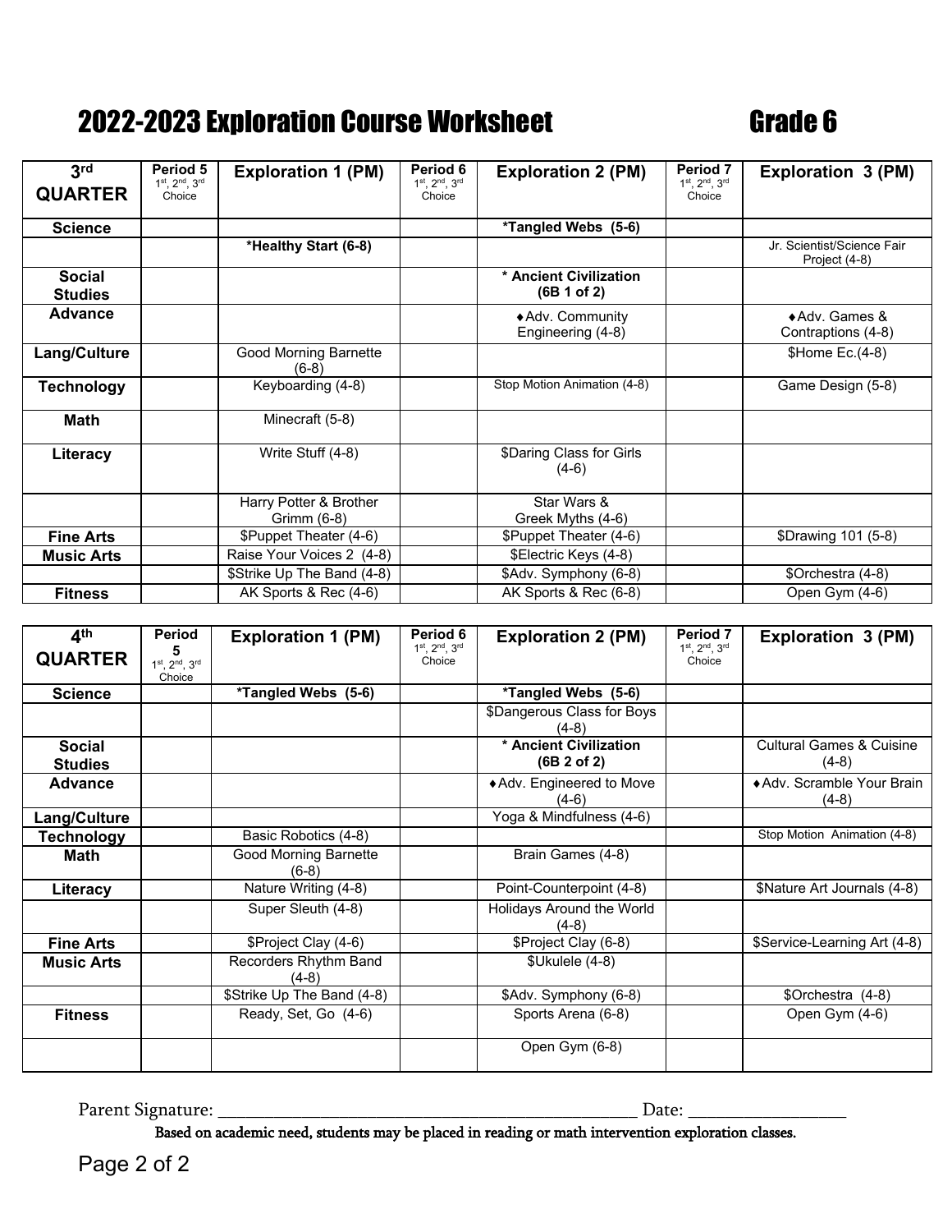# 2022-2023 Exploration Course Worksheet Grade 6

| 3rd QUARTER | Period 5 1st, 2nd, 3rd Choice | Exploration 1 (PM) | Period 6 1st, 2nd, 3rd Choice | Exploration 2 (PM) | Period 7 1st, 2nd, 3rd Choice | Exploration 3 (PM) |
|---|---|---|---|---|---|---|
| Science | | | | **\*Tangled Webs (5-6)** | | |
| | | **\*Healthy Start (6-8)** | | | | Jr. Scientist/Science Fair Project (4-8) |
| Social Studies | | | | **\* Ancient Civilization (6B 1 of 2)** | | |
| Advance | | | | ♦Adv. Community Engineering (4-8) | | ♦Adv. Games & Contraptions (4-8) |
| Lang/Culture | | Good Morning Barnette (6-8) | | | | $Home Ec.(4-8) |
| Technology | | Keyboarding (4-8) | | Stop Motion Animation (4-8) | | Game Design (5-8) |
| Math | | Minecraft (5-8) | | | | |
| Literacy | | Write Stuff (4-8) | | $Daring Class for Girls (4-6) | | |
| | | Harry Potter & Brother Grimm (6-8) | | Star Wars & Greek Myths (4-6) | | |
| Fine Arts | | $Puppet Theater (4-6) | | $Puppet Theater (4-6) | | $Drawing 101 (5-8) |
| Music Arts | | Raise Your Voices 2 (4-8) | | $Electric Keys (4-8) | | |
| | | $Strike Up The Band (4-8) | | $Adv. Symphony (6-8) | | $Orchestra (4-8) |
| Fitness | | AK Sports & Rec (4-6) | | AK Sports & Rec (6-8) | | Open Gym (4-6) |

| 4th QUARTER | Period 5 1st, 2nd, 3rd Choice | Exploration 1 (PM) | Period 6 1st, 2nd, 3rd Choice | Exploration 2 (PM) | Period 7 1st, 2nd, 3rd Choice | Exploration 3 (PM) |
|---|---|---|---|---|---|---|
| Science | | **\*Tangled Webs (5-6)** | | **\*Tangled Webs (5-6)** | | |
| | | | | $Dangerous Class for Boys (4-8) | | |
| Social Studies | | | | **\* Ancient Civilization (6B 2 of 2)** | | Cultural Games & Cuisine (4-8) |
| Advance | | | | ♦Adv. Engineered to Move (4-6) | | ♦Adv. Scramble Your Brain (4-8) |
| Lang/Culture | | | | Yoga & Mindfulness (4-6) | | |
| Technology | | Basic Robotics (4-8) | | | | Stop Motion Animation (4-8) |
| Math | | Good Morning Barnette (6-8) | | Brain Games (4-8) | | |
| Literacy | | Nature Writing (4-8) | | Point-Counterpoint (4-8) | | $Nature Art Journals (4-8) |
| | | Super Sleuth (4-8) | | Holidays Around the World (4-8) | | |
| Fine Arts | | $Project Clay (4-6) | | $Project Clay (6-8) | | $Service-Learning Art (4-8) |
| Music Arts | | Recorders Rhythm Band (4-8) | | $Ukulele (4-8) | | |
| | | $Strike Up The Band (4-8) | | $Adv. Symphony (6-8) | | $Orchestra (4-8) |
| Fitness | | Ready, Set, Go (4-6) | | Sports Arena (6-8) | | Open Gym (4-6) |
| | | | | Open Gym (6-8) | | |

Parent Signature: ________________________________________ Date: ________________

**Based on academic need, students may be placed in reading or math intervention exploration classes.**